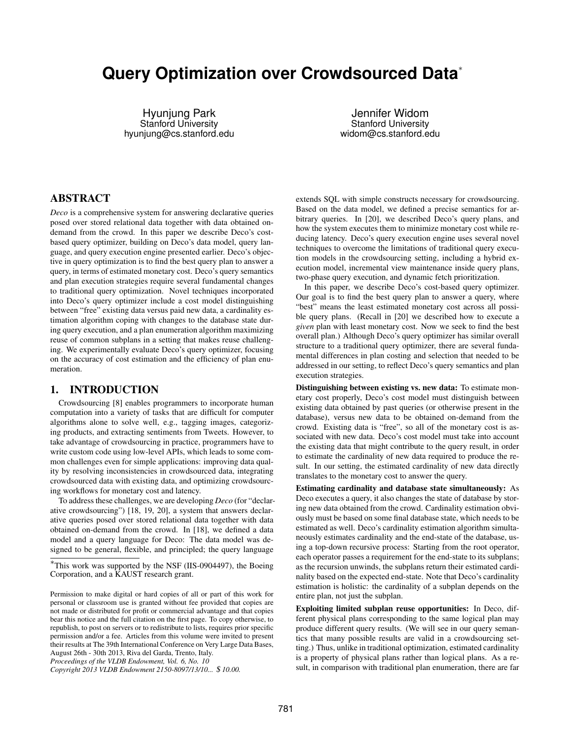# Query Optimization over Crowdsourced Data*

Hyunjung Park
Stanford University
hyunjung@cs.stanford.edu

Jennifer Widom
Stanford University
widom@cs.stanford.edu

## ABSTRACT

*Deco* is a comprehensive system for answering declarative queries posed over stored relational data together with data obtained on-demand from the crowd. In this paper we describe Deco's cost-based query optimizer, building on Deco's data model, query language, and query execution engine presented earlier. Deco's objective in query optimization is to find the best query plan to answer a query, in terms of estimated monetary cost. Deco's query semantics and plan execution strategies require several fundamental changes to traditional query optimization. Novel techniques incorporated into Deco's query optimizer include a cost model distinguishing between "free" existing data versus paid new data, a cardinality estimation algorithm coping with changes to the database state during query execution, and a plan enumeration algorithm maximizing reuse of common subplans in a setting that makes reuse challenging. We experimentally evaluate Deco's query optimizer, focusing on the accuracy of cost estimation and the efficiency of plan enumeration.

## 1. INTRODUCTION

Crowdsourcing [8] enables programmers to incorporate human computation into a variety of tasks that are difficult for computer algorithms alone to solve well, e.g., tagging images, categorizing products, and extracting sentiments from Tweets. However, to take advantage of crowdsourcing in practice, programmers have to write custom code using low-level APIs, which leads to some common challenges even for simple applications: improving data quality by resolving inconsistencies in crowdsourced data, integrating crowdsourced data with existing data, and optimizing crowdsourcing workflows for monetary cost and latency.

To address these challenges, we are developing *Deco* (for "declarative crowdsourcing") [18, 19, 20], a system that answers declarative queries posed over stored relational data together with data obtained on-demand from the crowd. In [18], we defined a data model and a query language for Deco: The data model was designed to be general, flexible, and principled; the query language extends SQL with simple constructs necessary for crowdsourcing. Based on the data model, we defined a precise semantics for arbitrary queries. In [20], we described Deco's query plans, and how the system executes them to minimize monetary cost while reducing latency. Deco's query execution engine uses several novel techniques to overcome the limitations of traditional query execution models in the crowdsourcing setting, including a hybrid execution model, incremental view maintenance inside query plans, two-phase query execution, and dynamic fetch prioritization.

In this paper, we describe Deco's cost-based query optimizer. Our goal is to find the best query plan to answer a query, where "best" means the least estimated monetary cost across all possible query plans. (Recall in [20] we described how to execute a *given* plan with least monetary cost. Now we seek to find the best overall plan.) Although Deco's query optimizer has similar overall structure to a traditional query optimizer, there are several fundamental differences in plan costing and selection that needed to be addressed in our setting, to reflect Deco's query semantics and plan execution strategies.

**Distinguishing between existing vs. new data:** To estimate monetary cost properly, Deco's cost model must distinguish between existing data obtained by past queries (or otherwise present in the database), versus new data to be obtained on-demand from the crowd. Existing data is "free", so all of the monetary cost is associated with new data. Deco's cost model must take into account the existing data that might contribute to the query result, in order to estimate the cardinality of new data required to produce the result. In our setting, the estimated cardinality of new data directly translates to the monetary cost to answer the query.

**Estimating cardinality and database state simultaneously:** As Deco executes a query, it also changes the state of database by storing new data obtained from the crowd. Cardinality estimation obviously must be based on some final database state, which needs to be estimated as well. Deco's cardinality estimation algorithm simultaneously estimates cardinality and the end-state of the database, using a top-down recursive process: Starting from the root operator, each operator passes a requirement for the end-state to its subplans; as the recursion unwinds, the subplans return their estimated cardinality based on the expected end-state. Note that Deco's cardinality estimation is holistic: the cardinality of a subplan depends on the entire plan, not just the subplan.

**Exploiting limited subplan reuse opportunities:** In Deco, different physical plans corresponding to the same logical plan may produce different query results. (We will see in our query semantics that many possible results are valid in a crowdsourcing setting.) Thus, unlike in traditional optimization, estimated cardinality is a property of physical plans rather than logical plans. As a result, in comparison with traditional plan enumeration, there are far

*This work was supported by the NSF (IIS-0904497), the Boeing Corporation, and a KAUST research grant.

Permission to make digital or hard copies of all or part of this work for personal or classroom use is granted without fee provided that copies are not made or distributed for profit or commercial advantage and that copies bear this notice and the full citation on the first page. To copy otherwise, to republish, to post on servers or to redistribute to lists, requires prior specific permission and/or a fee. Articles from this volume were invited to present their results at The 39th International Conference on Very Large Data Bases, August 26th - 30th 2013, Riva del Garda, Trento, Italy.
*Proceedings of the VLDB Endowment, Vol. 6, No. 10*
*Copyright 2013 VLDB Endowment 2150-8097/13/10... $ 10.00.*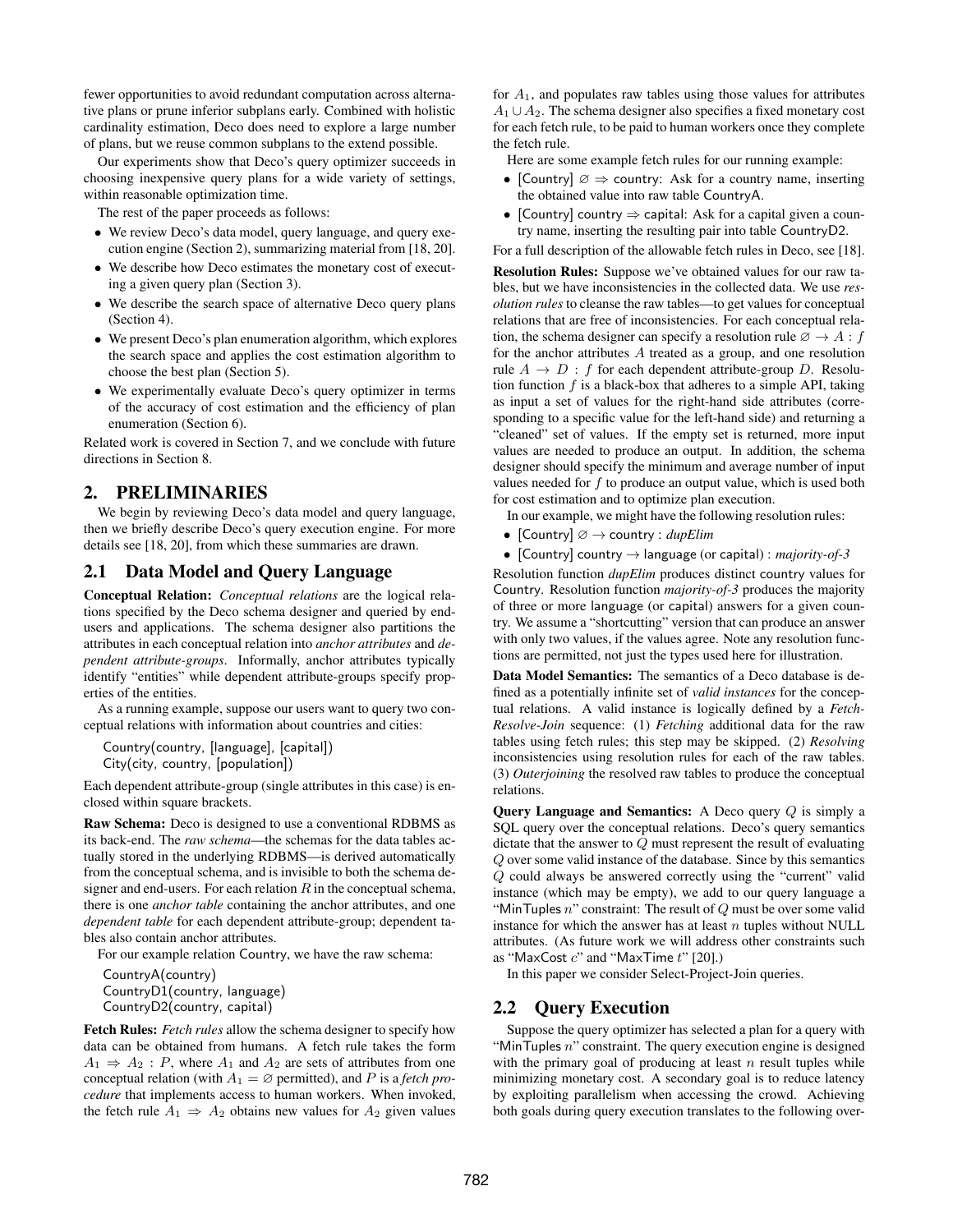fewer opportunities to avoid redundant computation across alternative plans or prune inferior subplans early. Combined with holistic cardinality estimation, Deco does need to explore a large number of plans, but we reuse common subplans to the extend possible.

Our experiments show that Deco's query optimizer succeeds in choosing inexpensive query plans for a wide variety of settings, within reasonable optimization time.

The rest of the paper proceeds as follows:

- We review Deco's data model, query language, and query execution engine (Section 2), summarizing material from [18, 20].
- We describe how Deco estimates the monetary cost of executing a given query plan (Section 3).
- We describe the search space of alternative Deco query plans (Section 4).
- We present Deco's plan enumeration algorithm, which explores the search space and applies the cost estimation algorithm to choose the best plan (Section 5).
- We experimentally evaluate Deco's query optimizer in terms of the accuracy of cost estimation and the efficiency of plan enumeration (Section 6).

Related work is covered in Section 7, and we conclude with future directions in Section 8.

## 2. PRELIMINARIES

We begin by reviewing Deco's data model and query language, then we briefly describe Deco's query execution engine. For more details see [18, 20], from which these summaries are drawn.

### 2.1 Data Model and Query Language

**Conceptual Relation:** *Conceptual relations* are the logical relations specified by the Deco schema designer and queried by end-users and applications. The schema designer also partitions the attributes in each conceptual relation into *anchor attributes* and *dependent attribute-groups*. Informally, anchor attributes typically identify "entities" while dependent attribute-groups specify properties of the entities.

As a running example, suppose our users want to query two conceptual relations with information about countries and cities:

Country(country, [language], [capital])
City(city, country, [population])

Each dependent attribute-group (single attributes in this case) is enclosed within square brackets.

**Raw Schema:** Deco is designed to use a conventional RDBMS as its back-end. The *raw schema*—the schemas for the data tables actually stored in the underlying RDBMS—is derived automatically from the conceptual schema, and is invisible to both the schema designer and end-users. For each relation $R$ in the conceptual schema, there is one *anchor table* containing the anchor attributes, and one *dependent table* for each dependent attribute-group; dependent tables also contain anchor attributes.

For our example relation Country, we have the raw schema:

CountryA(country)
CountryD1(country, language)
CountryD2(country, capital)

**Fetch Rules:** *Fetch rules* allow the schema designer to specify how data can be obtained from humans. A fetch rule takes the form $A_1 \Rightarrow A_2 : P$, where $A_1$ and $A_2$ are sets of attributes from one conceptual relation (with $A_1 = \varnothing$ permitted), and $P$ is a *fetch procedure* that implements access to human workers. When invoked, the fetch rule $A_1 \Rightarrow A_2$ obtains new values for $A_2$ given values for $A_1$, and populates raw tables using those values for attributes $A_1 \cup A_2$. The schema designer also specifies a fixed monetary cost for each fetch rule, to be paid to human workers once they complete the fetch rule.

Here are some example fetch rules for our running example:

- [Country] $\varnothing \Rightarrow$ country: Ask for a country name, inserting the obtained value into raw table CountryA.
- [Country] country $\Rightarrow$ capital: Ask for a capital given a country name, inserting the resulting pair into table CountryD2.

For a full description of the allowable fetch rules in Deco, see [18].

**Resolution Rules:** Suppose we've obtained values for our raw tables, but we have inconsistencies in the collected data. We use *resolution rules* to cleanse the raw tables—to get values for conceptual relations that are free of inconsistencies. For each conceptual relation, the schema designer can specify a resolution rule $\varnothing \rightarrow A : f$ for the anchor attributes $A$ treated as a group, and one resolution rule $A \rightarrow D : f$ for each dependent attribute-group $D$. Resolution function $f$ is a black-box that adheres to a simple API, taking as input a set of values for the right-hand side attributes (corresponding to a specific value for the left-hand side) and returning a "cleaned" set of values. If the empty set is returned, more input values are needed to produce an output. In addition, the schema designer should specify the minimum and average number of input values needed for $f$ to produce an output value, which is used both for cost estimation and to optimize plan execution.

In our example, we might have the following resolution rules:

- [Country] $\varnothing \rightarrow$ country : *dupElim*
- [Country] country $\rightarrow$ language (or capital) : *majority-of-3*

Resolution function *dupElim* produces distinct country values for Country. Resolution function *majority-of-3* produces the majority of three or more language (or capital) answers for a given country. We assume a "shortcutting" version that can produce an answer with only two values, if the values agree. Note any resolution functions are permitted, not just the types used here for illustration.

**Data Model Semantics:** The semantics of a Deco database is defined as a potentially infinite set of *valid instances* for the conceptual relations. A valid instance is logically defined by a *Fetch-Resolve-Join* sequence: (1) *Fetching* additional data for the raw tables using fetch rules; this step may be skipped. (2) *Resolving* inconsistencies using resolution rules for each of the raw tables. (3) *Outerjoining* the resolved raw tables to produce the conceptual relations.

**Query Language and Semantics:** A Deco query $Q$ is simply a SQL query over the conceptual relations. Deco's query semantics dictate that the answer to $Q$ must represent the result of evaluating $Q$ over some valid instance of the database. Since by this semantics $Q$ could always be answered correctly using the "current" valid instance (which may be empty), we add to our query language a "MinTuples $n$" constraint: The result of $Q$ must be over some valid instance for which the answer has at least $n$ tuples without NULL attributes. (As future work we will address other constraints such as "MaxCost $c$" and "MaxTime $t$" [20].)

In this paper we consider Select-Project-Join queries.

### 2.2 Query Execution

Suppose the query optimizer has selected a plan for a query with "MinTuples $n$" constraint. The query execution engine is designed with the primary goal of producing at least $n$ result tuples while minimizing monetary cost. A secondary goal is to reduce latency by exploiting parallelism when accessing the crowd. Achieving both goals during query execution translates to the following over-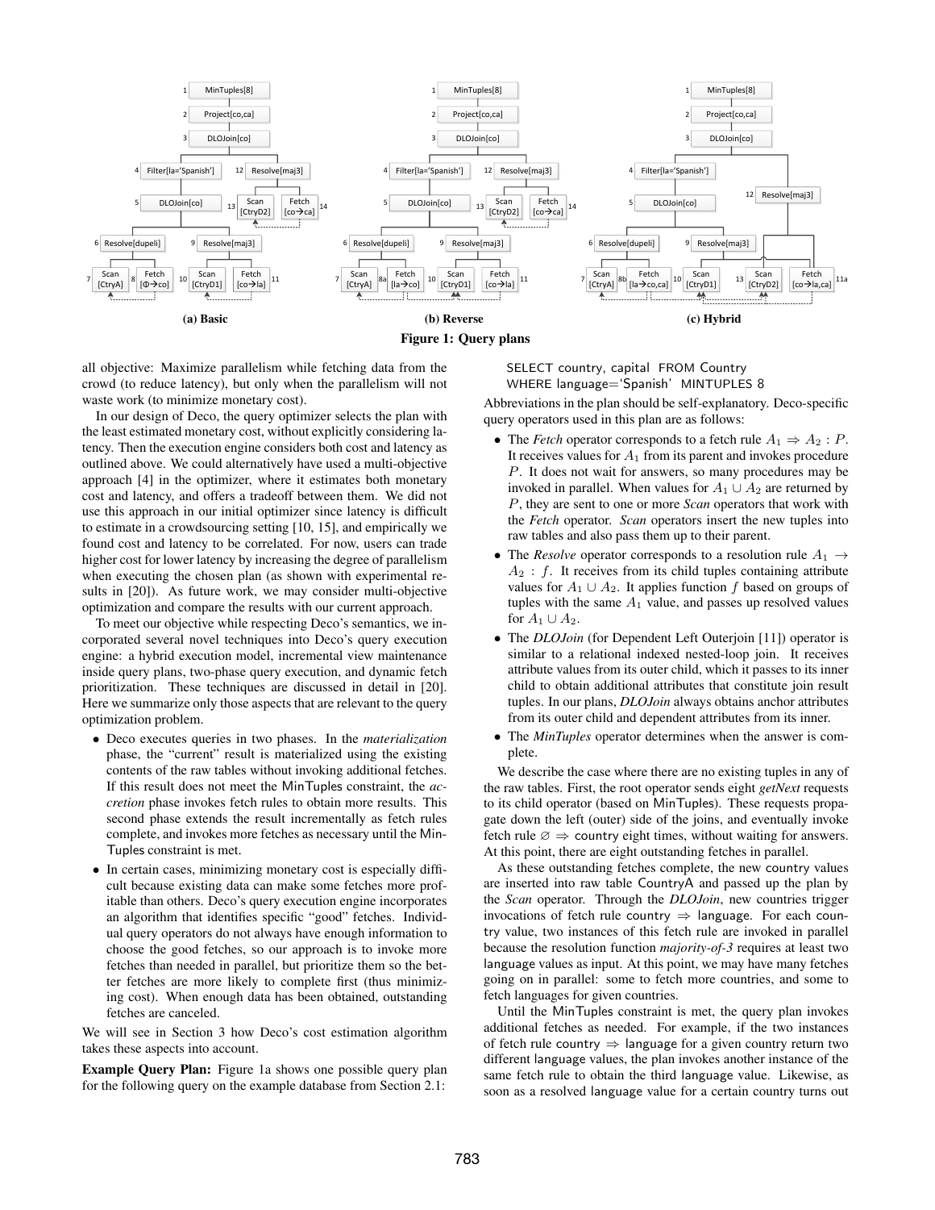(a) Basic

(b) Reverse

(c) Hybrid

**Figure 1: Query plans**

all objective: Maximize parallelism while fetching data from the crowd (to reduce latency), but only when the parallelism will not waste work (to minimize monetary cost).

In our design of Deco, the query optimizer selects the plan with the least estimated monetary cost, without explicitly considering latency. Then the execution engine considers both cost and latency as outlined above. We could alternatively have used a multi-objective approach [4] in the optimizer, where it estimates both monetary cost and latency, and offers a tradeoff between them. We did not use this approach in our initial optimizer since latency is difficult to estimate in a crowdsourcing setting [10, 15], and empirically we found cost and latency to be correlated. For now, users can trade higher cost for lower latency by increasing the degree of parallelism when executing the chosen plan (as shown with experimental results in [20]). As future work, we may consider multi-objective optimization and compare the results with our current approach.

To meet our objective while respecting Deco's semantics, we incorporated several novel techniques into Deco's query execution engine: a hybrid execution model, incremental view maintenance inside query plans, two-phase query execution, and dynamic fetch prioritization. These techniques are discussed in detail in [20]. Here we summarize only those aspects that are relevant to the query optimization problem.

- Deco executes queries in two phases. In the *materialization* phase, the "current" result is materialized using the existing contents of the raw tables without invoking additional fetches. If this result does not meet the MinTuples constraint, the *accretion* phase invokes fetch rules to obtain more results. This second phase extends the result incrementally as fetch rules complete, and invokes more fetches as necessary until the MinTuples constraint is met.
- In certain cases, minimizing monetary cost is especially difficult because existing data can make some fetches more profitable than others. Deco's query execution engine incorporates an algorithm that identifies specific "good" fetches. Individual query operators do not always have enough information to choose the good fetches, so our approach is to invoke more fetches than needed in parallel, but prioritize them so the better fetches are more likely to complete first (thus minimizing cost). When enough data has been obtained, outstanding fetches are canceled.

We will see in Section 3 how Deco's cost estimation algorithm takes these aspects into account.

**Example Query Plan:** Figure 1a shows one possible query plan for the following query on the example database from Section 2.1:

```
SELECT country, capital FROM Country
WHERE language='Spanish' MINTUPLES 8
```

Abbreviations in the plan should be self-explanatory. Deco-specific query operators used in this plan are as follows:

- The *Fetch* operator corresponds to a fetch rule $A_1 \Rightarrow A_2 : P$. It receives values for $A_1$ from its parent and invokes procedure $P$. It does not wait for answers, so many procedures may be invoked in parallel. When values for $A_1 \cup A_2$ are returned by $P$, they are sent to one or more *Scan* operators that work with the *Fetch* operator. *Scan* operators insert the new tuples into raw tables and also pass them up to their parent.
- The *Resolve* operator corresponds to a resolution rule $A_1 \rightarrow A_2 : f$. It receives from its child tuples containing attribute values for $A_1 \cup A_2$. It applies function $f$ based on groups of tuples with the same $A_1$ value, and passes up resolved values for $A_1 \cup A_2$.
- The *DLOJoin* (for Dependent Left Outerjoin [11]) operator is similar to a relational indexed nested-loop join. It receives attribute values from its outer child, which it passes to its inner child to obtain additional attributes that constitute join result tuples. In our plans, *DLOJoin* always obtains anchor attributes from its outer child and dependent attributes from its inner.
- The *MinTuples* operator determines when the answer is complete.

We describe the case where there are no existing tuples in any of the raw tables. First, the root operator sends eight *getNext* requests to its child operator (based on MinTuples). These requests propagate down the left (outer) side of the joins, and eventually invoke fetch rule $\varnothing \Rightarrow$ country eight times, without waiting for answers. At this point, there are eight outstanding fetches in parallel.

As these outstanding fetches complete, the new country values are inserted into raw table CountryA and passed up the plan by the *Scan* operator. Through the *DLOJoin*, new countries trigger invocations of fetch rule country $\Rightarrow$ language. For each country value, two instances of this fetch rule are invoked in parallel because the resolution function *majority-of-3* requires at least two language values as input. At this point, we may have many fetches going on in parallel: some to fetch more countries, and some to fetch languages for given countries.

Until the MinTuples constraint is met, the query plan invokes additional fetches as needed. For example, if the two instances of fetch rule country $\Rightarrow$ language for a given country return two different language values, the plan invokes another instance of the same fetch rule to obtain the third language value. Likewise, as soon as a resolved language value for a certain country turns out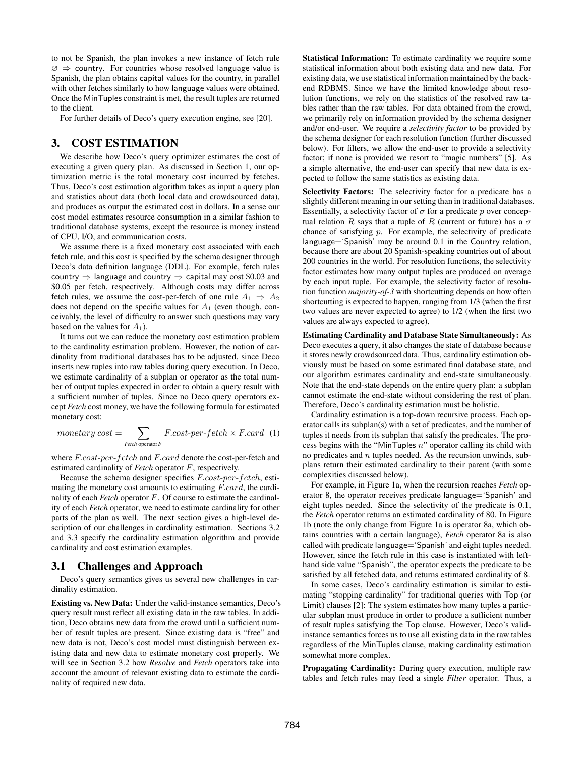to not be Spanish, the plan invokes a new instance of fetch rule $\varnothing \Rightarrow$ country. For countries whose resolved language value is Spanish, the plan obtains capital values for the country, in parallel with other fetches similarly to how language values were obtained. Once the MinTuples constraint is met, the result tuples are returned to the client.

For further details of Deco's query execution engine, see [20].

## 3. COST ESTIMATION

We describe how Deco's query optimizer estimates the cost of executing a given query plan. As discussed in Section 1, our optimization metric is the total monetary cost incurred by fetches. Thus, Deco's cost estimation algorithm takes as input a query plan and statistics about data (both local data and crowdsourced data), and produces as output the estimated cost in dollars. In a sense our cost model estimates resource consumption in a similar fashion to traditional database systems, except the resource is money instead of CPU, I/O, and communication costs.

We assume there is a fixed monetary cost associated with each fetch rule, and this cost is specified by the schema designer through Deco's data definition language (DDL). For example, fetch rules country $\Rightarrow$ language and country $\Rightarrow$ capital may cost \$0.03 and \$0.05 per fetch, respectively. Although costs may differ across fetch rules, we assume the cost-per-fetch of one rule $A_1 \Rightarrow A_2$ does not depend on the specific values for $A_1$ (even though, conceivably, the level of difficulty to answer such questions may vary based on the values for $A_1$).

It turns out we can reduce the monetary cost estimation problem to the cardinality estimation problem. However, the notion of cardinality from traditional databases has to be adjusted, since Deco inserts new tuples into raw tables during query execution. In Deco, we estimate cardinality of a subplan or operator as the total number of output tuples expected in order to obtain a query result with a sufficient number of tuples. Since no Deco query operators except *Fetch* cost money, we have the following formula for estimated monetary cost:

$$monetary\ cost = \sum_{Fetch\ \text{operator}\ F} F.cost\text{-}per\text{-}fetch \times F.card \quad (1)$$

where $F.cost\text{-}per\text{-}fetch$ and $F.card$ denote the cost-per-fetch and estimated cardinality of *Fetch* operator $F$, respectively.

Because the schema designer specifies $F.cost\text{-}per\text{-}fetch$, estimating the monetary cost amounts to estimating $F.card$, the cardinality of each *Fetch* operator $F$. Of course to estimate the cardinality of each *Fetch* operator, we need to estimate cardinality for other parts of the plan as well. The next section gives a high-level description of our challenges in cardinality estimation. Sections 3.2 and 3.3 specify the cardinality estimation algorithm and provide cardinality and cost estimation examples.

### 3.1 Challenges and Approach

Deco's query semantics gives us several new challenges in cardinality estimation.

**Existing vs. New Data:** Under the valid-instance semantics, Deco's query result must reflect all existing data in the raw tables. In addition, Deco obtains new data from the crowd until a sufficient number of result tuples are present. Since existing data is "free" and new data is not, Deco's cost model must distinguish between existing data and new data to estimate monetary cost properly. We will see in Section 3.2 how *Resolve* and *Fetch* operators take into account the amount of relevant existing data to estimate the cardinality of required new data.

**Statistical Information:** To estimate cardinality we require some statistical information about both existing data and new data. For existing data, we use statistical information maintained by the backend RDBMS. Since we have the limited knowledge about resolution functions, we rely on the statistics of the resolved raw tables rather than the raw tables. For data obtained from the crowd, we primarily rely on information provided by the schema designer and/or end-user. We require a *selectivity factor* to be provided by the schema designer for each resolution function (further discussed below). For filters, we allow the end-user to provide a selectivity factor; if none is provided we resort to "magic numbers" [5]. As a simple alternative, the end-user can specify that new data is expected to follow the same statistics as existing data.

**Selectivity Factors:** The selectivity factor for a predicate has a slightly different meaning in our setting than in traditional databases. Essentially, a selectivity factor of $\sigma$ for a predicate $p$ over conceptual relation $R$ says that a tuple of $R$ (current or future) has a $\sigma$ chance of satisfying $p$. For example, the selectivity of predicate language='Spanish' may be around 0.1 in the Country relation, because there are about 20 Spanish-speaking countries out of about 200 countries in the world. For resolution functions, the selectivity factor estimates how many output tuples are produced on average by each input tuple. For example, the selectivity factor of resolution function *majority-of-3* with shortcutting depends on how often shortcutting is expected to happen, ranging from 1/3 (when the first two values are never expected to agree) to 1/2 (when the first two values are always expected to agree).

**Estimating Cardinality and Database State Simultaneously:** As Deco executes a query, it also changes the state of database because it stores newly crowdsourced data. Thus, cardinality estimation obviously must be based on some estimated final database state, and our algorithm estimates cardinality and end-state simultaneously. Note that the end-state depends on the entire query plan: a subplan cannot estimate the end-state without considering the rest of plan. Therefore, Deco's cardinality estimation must be holistic.

Cardinality estimation is a top-down recursive process. Each operator calls its subplan(s) with a set of predicates, and the number of tuples it needs from its subplan that satisfy the predicates. The process begins with the "MinTuples $n$" operator calling its child with no predicates and $n$ tuples needed. As the recursion unwinds, subplans return their estimated cardinality to their parent (with some complexities discussed below).

For example, in Figure 1a, when the recursion reaches *Fetch* operator 8, the operator receives predicate language='Spanish' and eight tuples needed. Since the selectivity of the predicate is 0.1, the *Fetch* operator returns an estimated cardinality of 80. In Figure 1b (note the only change from Figure 1a is operator 8a, which obtains countries with a certain language), *Fetch* operator 8a is also called with predicate language='Spanish' and eight tuples needed. However, since the fetch rule in this case is instantiated with left-hand side value "Spanish", the operator expects the predicate to be satisfied by all fetched data, and returns estimated cardinality of 8.

In some cases, Deco's cardinality estimation is similar to estimating "stopping cardinality" for traditional queries with Top (or Limit) clauses [2]: The system estimates how many tuples a particular subplan must produce in order to produce a sufficient number of result tuples satisfying the Top clause. However, Deco's valid-instance semantics forces us to use all existing data in the raw tables regardless of the MinTuples clause, making cardinality estimation somewhat more complex.

**Propagating Cardinality:** During query execution, multiple raw tables and fetch rules may feed a single *Filter* operator. Thus, a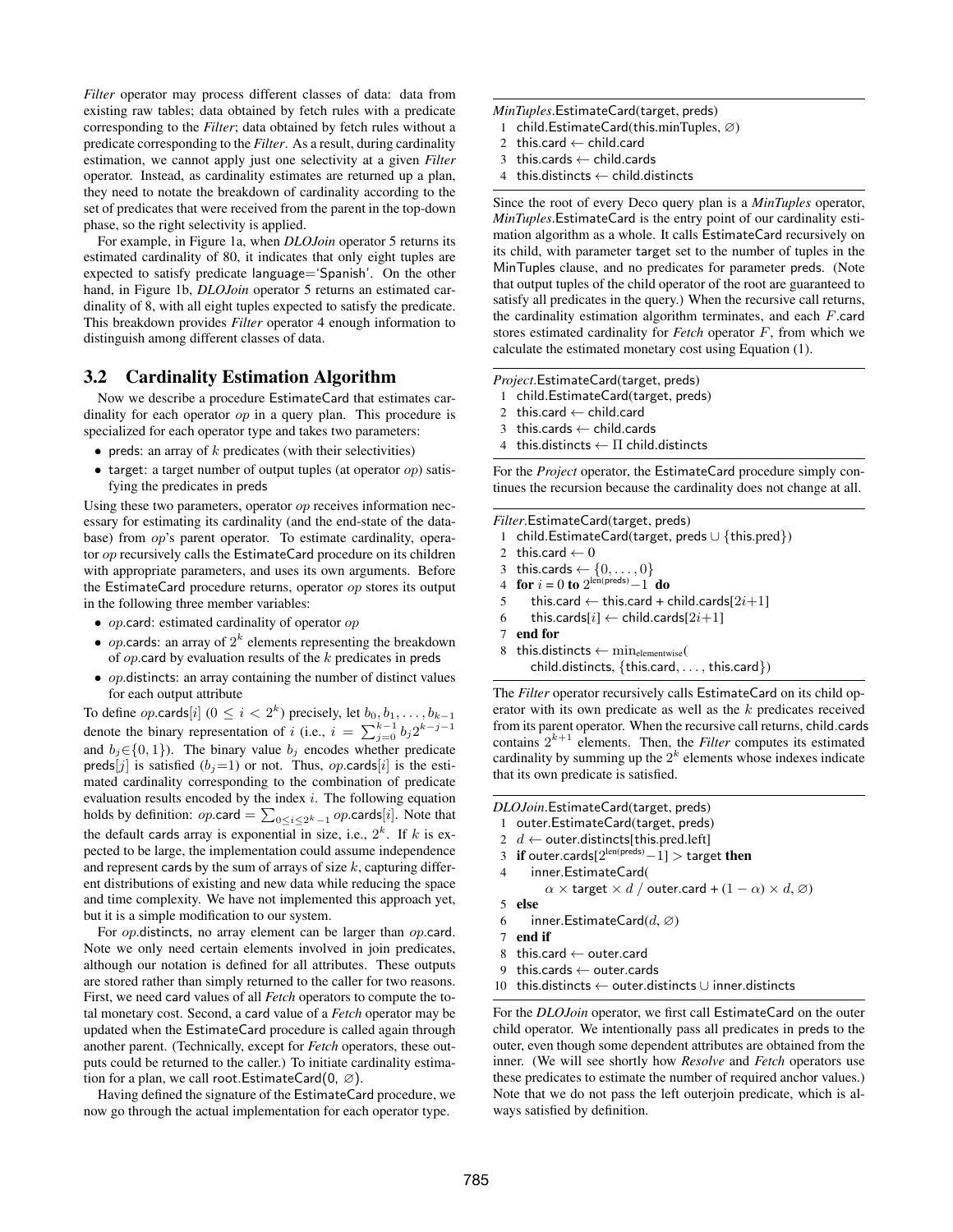*Filter* operator may process different classes of data: data from existing raw tables; data obtained by fetch rules with a predicate corresponding to the *Filter*; data obtained by fetch rules without a predicate corresponding to the *Filter*. As a result, during cardinality estimation, we cannot apply just one selectivity at a given *Filter* operator. Instead, as cardinality estimates are returned up a plan, they need to notate the breakdown of cardinality according to the set of predicates that were received from the parent in the top-down phase, so the right selectivity is applied.

For example, in Figure 1a, when *DLOJoin* operator 5 returns its estimated cardinality of 80, it indicates that only eight tuples are expected to satisfy predicate language='Spanish'. On the other hand, in Figure 1b, *DLOJoin* operator 5 returns an estimated cardinality of 8, with all eight tuples expected to satisfy the predicate. This breakdown provides *Filter* operator 4 enough information to distinguish among different classes of data.

## 3.2 Cardinality Estimation Algorithm

Now we describe a procedure EstimateCard that estimates cardinality for each operator *op* in a query plan. This procedure is specialized for each operator type and takes two parameters:

- preds: an array of $k$ predicates (with their selectivities)
- target: a target number of output tuples (at operator *op*) satisfying the predicates in preds

Using these two parameters, operator *op* receives information necessary for estimating its cardinality (and the end-state of the database) from *op*'s parent operator. To estimate cardinality, operator *op* recursively calls the EstimateCard procedure on its children with appropriate parameters, and uses its own arguments. Before the EstimateCard procedure returns, operator *op* stores its output in the following three member variables:

- *op*.card: estimated cardinality of operator *op*
- *op*.cards: an array of $2^k$ elements representing the breakdown of *op*.card by evaluation results of the $k$ predicates in preds
- *op*.distincts: an array containing the number of distinct values for each output attribute

To define *op*.cards$[i]$ ($0 \leq i < 2^k$) precisely, let $b_0, b_1, \ldots, b_{k-1}$ denote the binary representation of $i$ (i.e., $i = \sum_{j=0}^{k-1} b_j 2^{k-j-1}$ and $b_j \in \{0, 1\}$). The binary value $b_j$ encodes whether predicate preds$[j]$ is satisfied ($b_j$=1) or not. Thus, *op*.cards$[i]$ is the estimated cardinality corresponding to the combination of predicate evaluation results encoded by the index $i$. The following equation holds by definition: $op.\mathsf{card} = \sum_{0 \leq i \leq 2^k-1} op.\mathsf{cards}[i]$. Note that the default cards array is exponential in size, i.e., $2^k$. If $k$ is expected to be large, the implementation could assume independence and represent cards by the sum of arrays of size $k$, capturing different distributions of existing and new data while reducing the space and time complexity. We have not implemented this approach yet, but it is a simple modification to our system.

For *op*.distincts, no array element can be larger than *op*.card. Note we only need certain elements involved in join predicates, although our notation is defined for all attributes. These outputs are stored rather than simply returned to the caller for two reasons. First, we need card values of all *Fetch* operators to compute the total monetary cost. Second, a card value of a *Fetch* operator may be updated when the EstimateCard procedure is called again through another parent. (Technically, except for *Fetch* operators, these outputs could be returned to the caller.) To initiate cardinality estimation for a plan, we call root.EstimateCard(0, ∅).

Having defined the signature of the EstimateCard procedure, we now go through the actual implementation for each operator type.

*MinTuples*.EstimateCard(target, preds)

```
1  child.EstimateCard(this.minTuples, ∅)
2  this.card ← child.card
3  this.cards ← child.cards
4  this.distincts ← child.distincts
```

Since the root of every Deco query plan is a *MinTuples* operator, *MinTuples*.EstimateCard is the entry point of our cardinality estimation algorithm as a whole. It calls EstimateCard recursively on its child, with parameter target set to the number of tuples in the MinTuples clause, and no predicates for parameter preds. (Note that output tuples of the child operator of the root are guaranteed to satisfy all predicates in the query.) When the recursive call returns, the cardinality estimation algorithm terminates, and each $F$.card stores estimated cardinality for *Fetch* operator $F$, from which we calculate the estimated monetary cost using Equation (1).

*Project*.EstimateCard(target, preds)

```
1  child.EstimateCard(target, preds)
2  this.card ← child.card
3  this.cards ← child.cards
4  this.distincts ← Π child.distincts
```

For the *Project* operator, the EstimateCard procedure simply continues the recursion because the cardinality does not change at all.

*Filter*.EstimateCard(target, preds)

```
1  child.EstimateCard(target, preds ∪ {this.pred})
2  this.card ← 0
3  this.cards ← {0, ..., 0}
4  for i = 0 to 2^len(preds) − 1 do
5      this.card ← this.card + child.cards[2i+1]
6      this.cards[i] ← child.cards[2i+1]
7  end for
8  this.distincts ← min_elementwise(
       child.distincts, {this.card, ..., this.card})
```

The *Filter* operator recursively calls EstimateCard on its child operator with its own predicate as well as the $k$ predicates received from its parent operator. When the recursive call returns, child.cards contains $2^{k+1}$ elements. Then, the *Filter* computes its estimated cardinality by summing up the $2^k$ elements whose indexes indicate that its own predicate is satisfied.

*DLOJoin*.EstimateCard(target, preds)

```
1  outer.EstimateCard(target, preds)
2  d ← outer.distincts[this.pred.left]
3  if outer.cards[2^len(preds) − 1] > target then
4      inner.EstimateCard(
           α × target × d / outer.card + (1 − α) × d, ∅)
5  else
6      inner.EstimateCard(d, ∅)
7  end if
8  this.card ← outer.card
9  this.cards ← outer.cards
10 this.distincts ← outer.distincts ∪ inner.distincts
```

For the *DLOJoin* operator, we first call EstimateCard on the outer child operator. We intentionally pass all predicates in preds to the outer, even though some dependent attributes are obtained from the inner. (We will see shortly how *Resolve* and *Fetch* operators use these predicates to estimate the number of required anchor values.) Note that we do not pass the left outerjoin predicate, which is always satisfied by definition.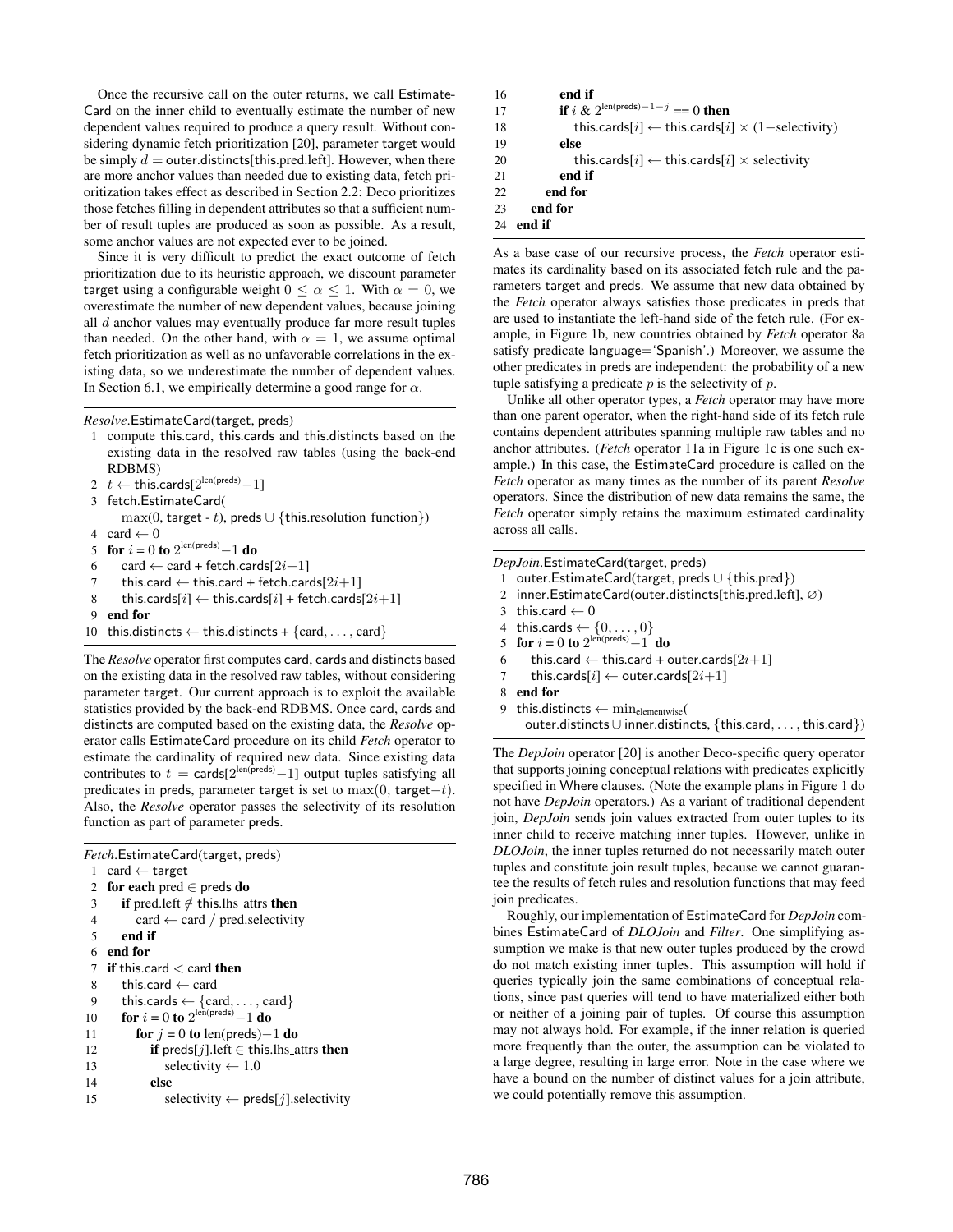Once the recursive call on the outer returns, we call EstimateCard on the inner child to eventually estimate the number of new dependent values required to produce a query result. Without considering dynamic fetch prioritization [20], parameter target would be simply $d$ = outer.distincts[this.pred.left]. However, when there are more anchor values than needed due to existing data, fetch prioritization takes effect as described in Section 2.2: Deco prioritizes those fetches filling in dependent attributes so that a sufficient number of result tuples are produced as soon as possible. As a result, some anchor values are not expected ever to be joined.

Since it is very difficult to predict the exact outcome of fetch prioritization due to its heuristic approach, we discount parameter target using a configurable weight $0 \leq \alpha \leq 1$. With $\alpha = 0$, we overestimate the number of new dependent values, because joining all $d$ anchor values may eventually produce far more result tuples than needed. On the other hand, with $\alpha = 1$, we assume optimal fetch prioritization as well as no unfavorable correlations in the existing data, so we underestimate the number of dependent values. In Section 6.1, we empirically determine a good range for $\alpha$.

*Resolve*.EstimateCard(target, preds)

```
1  compute this.card, this.cards and this.distincts based on the
   existing data in the resolved raw tables (using the back-end
   RDBMS)
2  t ← this.cards[2^len(preds) − 1]
3  fetch.EstimateCard(
     max(0, target - t), preds ∪ {this.resolution_function})
4  card ← 0
5  for i = 0 to 2^len(preds) − 1 do
6     card ← card + fetch.cards[2i+1]
7     this.card ← this.card + fetch.cards[2i+1]
8     this.cards[i] ← this.cards[i] + fetch.cards[2i+1]
9  end for
10 this.distincts ← this.distincts + {card, . . . , card}
```

The *Resolve* operator first computes card, cards and distincts based on the existing data in the resolved raw tables, without considering parameter target. Our current approach is to exploit the available statistics provided by the back-end RDBMS. Once card, cards and distincts are computed based on the existing data, the *Resolve* operator calls EstimateCard procedure on its child *Fetch* operator to estimate the cardinality of required new data. Since existing data contributes to $t$ = cards[$2^{\text{len(preds)}}-1$] output tuples satisfying all predicates in preds, parameter target is set to $\max(0, \text{target}-t)$. Also, the *Resolve* operator passes the selectivity of its resolution function as part of parameter preds.

*Fetch*.EstimateCard(target, preds)

```
1  card ← target
2  for each pred ∈ preds do
3     if pred.left ∉ this.lhs_attrs then
4        card ← card / pred.selectivity
5     end if
6  end for
7  if this.card < card then
8     this.card ← card
9     this.cards ← {card, . . . , card}
10    for i = 0 to 2^len(preds) − 1 do
11       for j = 0 to len(preds) − 1 do
12          if preds[j].left ∈ this.lhs_attrs then
13             selectivity ← 1.0
14          else
15             selectivity ← preds[j].selectivity
16          end if
17          if i & 2^(len(preds) − 1 − j) == 0 then
18             this.cards[i] ← this.cards[i] × (1−selectivity)
19          else
20             this.cards[i] ← this.cards[i] × selectivity
21          end if
22       end for
23    end for
24 end if
```

As a base case of our recursive process, the *Fetch* operator estimates its cardinality based on its associated fetch rule and the parameters target and preds. We assume that new data obtained by the *Fetch* operator always satisfies those predicates in preds that are used to instantiate the left-hand side of the fetch rule. (For example, in Figure 1b, new countries obtained by *Fetch* operator 8a satisfy predicate language='Spanish'.) Moreover, we assume the other predicates in preds are independent: the probability of a new tuple satisfying a predicate $p$ is the selectivity of $p$.

Unlike all other operator types, a *Fetch* operator may have more than one parent operator, when the right-hand side of its fetch rule contains dependent attributes spanning multiple raw tables and no anchor attributes. (*Fetch* operator 11a in Figure 1c is one such example.) In this case, the EstimateCard procedure is called on the *Fetch* operator as many times as the number of its parent *Resolve* operators. Since the distribution of new data remains the same, the *Fetch* operator simply retains the maximum estimated cardinality across all calls.

*DepJoin*.EstimateCard(target, preds)

```
1  outer.EstimateCard(target, preds ∪ {this.pred})
2  inner.EstimateCard(outer.distincts[this.pred.left], ∅)
3  this.card ← 0
4  this.cards ← {0, . . . , 0}
5  for i = 0 to 2^len(preds) − 1 do
6     this.card ← this.card + outer.cards[2i+1]
7     this.cards[i] ← outer.cards[2i+1]
8  end for
9  this.distincts ← min_elementwise(
     outer.distincts ∪ inner.distincts, {this.card, . . . , this.card})
```

The *DepJoin* operator [20] is another Deco-specific query operator that supports joining conceptual relations with predicates explicitly specified in Where clauses. (Note the example plans in Figure 1 do not have *DepJoin* operators.) As a variant of traditional dependent join, *DepJoin* sends join values extracted from outer tuples to its inner child to receive matching inner tuples. However, unlike in *DLOJoin*, the inner tuples returned do not necessarily match outer tuples and constitute join result tuples, because we cannot guarantee the results of fetch rules and resolution functions that may feed join predicates.

Roughly, our implementation of EstimateCard for *DepJoin* combines EstimateCard of *DLOJoin* and *Filter*. One simplifying assumption we make is that new outer tuples produced by the crowd do not match existing inner tuples. This assumption will hold if queries typically join the same combinations of conceptual relations, since past queries will tend to have materialized either both or neither of a joining pair of tuples. Of course this assumption may not always hold. For example, if the inner relation is queried more frequently than the outer, the assumption can be violated to a large degree, resulting in large error. Note in the case where we have a bound on the number of distinct values for a join attribute, we could potentially remove this assumption.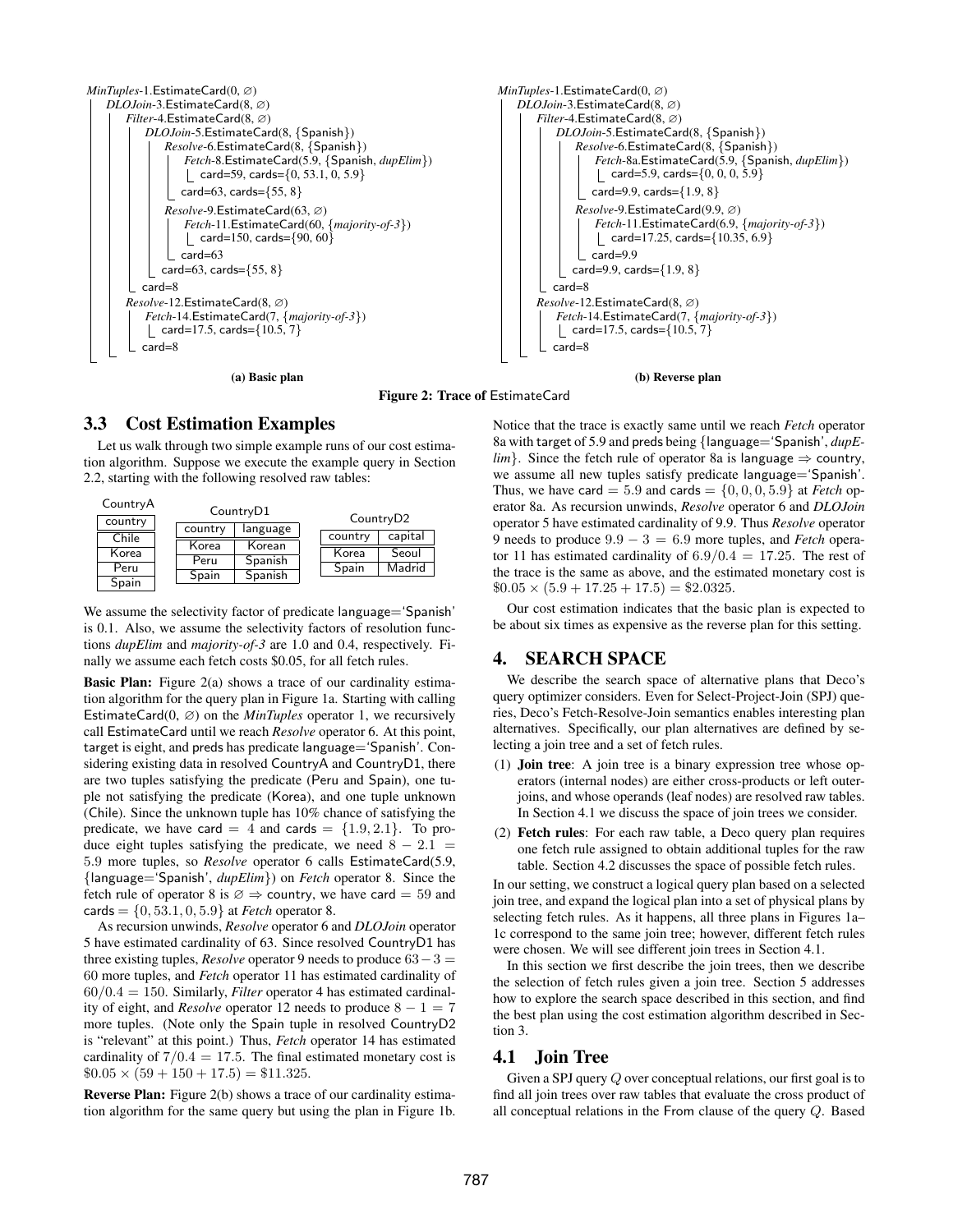```
MinTuples-1.EstimateCard(0, ∅)
  DLOJoin-3.EstimateCard(8, ∅)
    Filter-4.EstimateCard(8, ∅)
      DLOJoin-5.EstimateCard(8, {Spanish})
        Resolve-6.EstimateCard(8, {Spanish})
          Fetch-8.EstimateCard(5.9, {Spanish, dupElim})
            card=59, cards={0, 53.1, 0, 5.9}
          card=63, cards={55, 8}
        Resolve-9.EstimateCard(63, ∅)
          Fetch-11.EstimateCard(60, {majority-of-3})
            card=150, cards={90, 60}
          card=63
        card=63, cards={55, 8}
      card=8
    Resolve-12.EstimateCard(8, ∅)
      Fetch-14.EstimateCard(7, {majority-of-3})
        card=17.5, cards={10.5, 7}
      card=8
```

**(a) Basic plan**

```
MinTuples-1.EstimateCard(0, ∅)
  DLOJoin-3.EstimateCard(8, ∅)
    Filter-4.EstimateCard(8, ∅)
      DLOJoin-5.EstimateCard(8, {Spanish})
        Resolve-6.EstimateCard(8, {Spanish})
          Fetch-8a.EstimateCard(5.9, {Spanish, dupElim})
            card=5.9, cards={0, 0, 0, 5.9}
          card=9.9, cards={1.9, 8}
        Resolve-9.EstimateCard(9.9, ∅)
          Fetch-11.EstimateCard(6.9, {majority-of-3})
            card=17.25, cards={10.35, 6.9}
          card=9.9
        card=9.9, cards={1.9, 8}
      card=8
    Resolve-12.EstimateCard(8, ∅)
      Fetch-14.EstimateCard(7, {majority-of-3})
        card=17.5, cards={10.5, 7}
      card=8
```

**(b) Reverse plan**

**Figure 2: Trace of** EstimateCard

## 3.3 Cost Estimation Examples

Let us walk through two simple example runs of our cost estimation algorithm. Suppose we execute the example query in Section 2.2, starting with the following resolved raw tables:

CountryA

| country |
|---|
| Chile |
| Korea |
| Peru |
| Spain |

CountryD1

| country | language |
|---|---|
| Korea | Korean |
| Peru | Spanish |
| Spain | Spanish |

CountryD2

| country | capital |
|---|---|
| Korea | Seoul |
| Spain | Madrid |

We assume the selectivity factor of predicate language='Spanish' is 0.1. Also, we assume the selectivity factors of resolution functions *dupElim* and *majority-of-3* are 1.0 and 0.4, respectively. Finally we assume each fetch costs \$0.05, for all fetch rules.

**Basic Plan:** Figure 2(a) shows a trace of our cardinality estimation algorithm for the query plan in Figure 1a. Starting with calling EstimateCard(0, $\varnothing$) on the *MinTuples* operator 1, we recursively call EstimateCard until we reach *Resolve* operator 6. At this point, target is eight, and preds has predicate language='Spanish'. Considering existing data in resolved CountryA and CountryD1, there are two tuples satisfying the predicate (Peru and Spain), one tuple not satisfying the predicate (Korea), and one tuple unknown (Chile). Since the unknown tuple has 10% chance of satisfying the predicate, we have card $= 4$ and cards $= \{1.9, 2.1\}$. To produce eight tuples satisfying the predicate, we need $8 - 2.1 = 5.9$ more tuples, so *Resolve* operator 6 calls EstimateCard(5.9, {language='Spanish', *dupElim*}) on *Fetch* operator 8. Since the fetch rule of operator 8 is $\varnothing \Rightarrow$ country, we have card $= 59$ and cards $= \{0, 53.1, 0, 5.9\}$ at *Fetch* operator 8.

As recursion unwinds, *Resolve* operator 6 and *DLOJoin* operator 5 have estimated cardinality of 63. Since resolved CountryD1 has three existing tuples, *Resolve* operator 9 needs to produce $63 - 3 = 60$ more tuples, and *Fetch* operator 11 has estimated cardinality of $60/0.4 = 150$. Similarly, *Filter* operator 4 has estimated cardinality of eight, and *Resolve* operator 12 needs to produce $8 - 1 = 7$ more tuples. (Note only the Spain tuple in resolved CountryD2 is "relevant" at this point.) Thus, *Fetch* operator 14 has estimated cardinality of $7/0.4 = 17.5$. The final estimated monetary cost is $\$0.05 \times (59 + 150 + 17.5) = \$11.325$.

**Reverse Plan:** Figure 2(b) shows a trace of our cardinality estimation algorithm for the same query but using the plan in Figure 1b. Notice that the trace is exactly same until we reach *Fetch* operator 8a with target of 5.9 and preds being {language='Spanish', *dupElim*}. Since the fetch rule of operator 8a is language $\Rightarrow$ country, we assume all new tuples satisfy predicate language='Spanish'. Thus, we have card $= 5.9$ and cards $= \{0, 0, 0, 5.9\}$ at *Fetch* operator 8a. As recursion unwinds, *Resolve* operator 6 and *DLOJoin* operator 5 have estimated cardinality of 9.9. Thus *Resolve* operator 9 needs to produce $9.9 - 3 = 6.9$ more tuples, and *Fetch* operator 11 has estimated cardinality of $6.9/0.4 = 17.25$. The rest of the trace is the same as above, and the estimated monetary cost is $\$0.05 \times (5.9 + 17.25 + 17.5) = \$2.0325$.

Our cost estimation indicates that the basic plan is expected to be about six times as expensive as the reverse plan for this setting.

# 4. SEARCH SPACE

We describe the search space of alternative plans that Deco's query optimizer considers. Even for Select-Project-Join (SPJ) queries, Deco's Fetch-Resolve-Join semantics enables interesting plan alternatives. Specifically, our plan alternatives are defined by selecting a join tree and a set of fetch rules.

(1) **Join tree**: A join tree is a binary expression tree whose operators (internal nodes) are either cross-products or left outer-joins, and whose operands (leaf nodes) are resolved raw tables. In Section 4.1 we discuss the space of join trees we consider.

(2) **Fetch rules**: For each raw table, a Deco query plan requires one fetch rule assigned to obtain additional tuples for the raw table. Section 4.2 discusses the space of possible fetch rules.

In our setting, we construct a logical query plan based on a selected join tree, and expand the logical plan into a set of physical plans by selecting fetch rules. As it happens, all three plans in Figures 1a–1c correspond to the same join tree; however, different fetch rules were chosen. We will see different join trees in Section 4.1.

In this section we first describe the join trees, then we describe the selection of fetch rules given a join tree. Section 5 addresses how to explore the search space described in this section, and find the best plan using the cost estimation algorithm described in Section 3.

## 4.1 Join Tree

Given a SPJ query $Q$ over conceptual relations, our first goal is to find all join trees over raw tables that evaluate the cross product of all conceptual relations in the From clause of the query $Q$. Based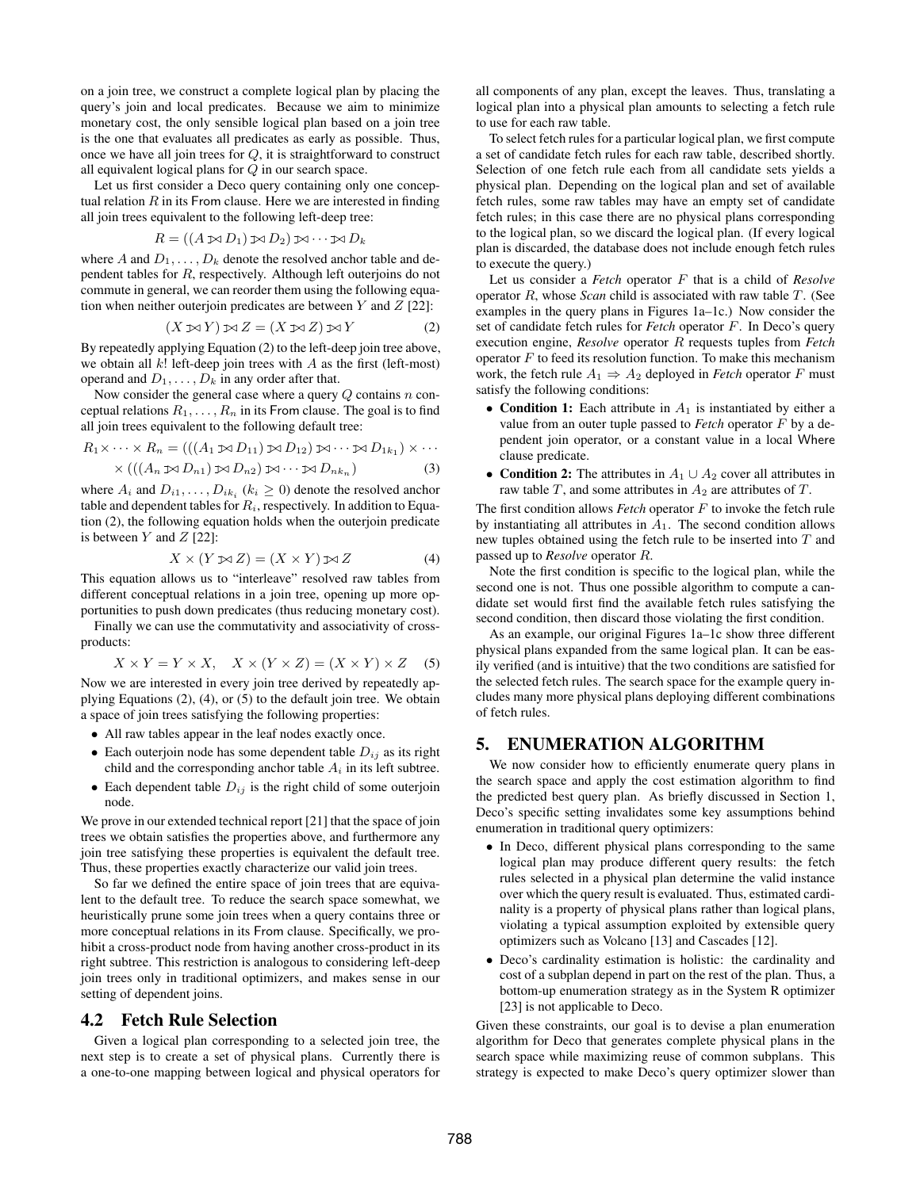on a join tree, we construct a complete logical plan by placing the query's join and local predicates. Because we aim to minimize monetary cost, the only sensible logical plan based on a join tree is the one that evaluates all predicates as early as possible. Thus, once we have all join trees for $Q$, it is straightforward to construct all equivalent logical plans for $Q$ in our search space.

Let us first consider a Deco query containing only one conceptual relation $R$ in its From clause. Here we are interested in finding all join trees equivalent to the following left-deep tree:

$$R = ((A \bowtie D_1) \bowtie D_2) \bowtie \cdots \bowtie D_k$$

where $A$ and $D_1, \ldots, D_k$ denote the resolved anchor table and dependent tables for $R$, respectively. Although left outerjoins do not commute in general, we can reorder them using the following equation when neither outerjoin predicates are between $Y$ and $Z$ [22]:

$$(X \bowtie Y) \bowtie Z = (X \bowtie Z) \bowtie Y \tag{2}$$

By repeatedly applying Equation (2) to the left-deep join tree above, we obtain all $k!$ left-deep join trees with $A$ as the first (left-most) operand and $D_1, \ldots, D_k$ in any order after that.

Now consider the general case where a query $Q$ contains $n$ conceptual relations $R_1, \ldots, R_n$ in its From clause. The goal is to find all join trees equivalent to the following default tree:

$$R_1 \times \cdots \times R_n = (((A_1 \bowtie D_{11}) \bowtie D_{12}) \bowtie \cdots \bowtie D_{1k_1}) \times \cdots$$
$$\times (((A_n \bowtie D_{n1}) \bowtie D_{n2}) \bowtie \cdots \bowtie D_{nk_n}) \tag{3}$$

where $A_i$ and $D_{i1}, \ldots, D_{ik_i}$ ($k_i \geq 0$) denote the resolved anchor table and dependent tables for $R_i$, respectively. In addition to Equation (2), the following equation holds when the outerjoin predicate is between $Y$ and $Z$ [22]:

$$X \times (Y \bowtie Z) = (X \times Y) \bowtie Z \tag{4}$$

This equation allows us to "interleave" resolved raw tables from different conceptual relations in a join tree, opening up more opportunities to push down predicates (thus reducing monetary cost).

Finally we can use the commutativity and associativity of cross-products:

$$X \times Y = Y \times X, \quad X \times (Y \times Z) = (X \times Y) \times Z \tag{5}$$

Now we are interested in every join tree derived by repeatedly applying Equations (2), (4), or (5) to the default join tree. We obtain a space of join trees satisfying the following properties:

- All raw tables appear in the leaf nodes exactly once.
- Each outerjoin node has some dependent table $D_{ij}$ as its right child and the corresponding anchor table $A_i$ in its left subtree.
- Each dependent table $D_{ij}$ is the right child of some outerjoin node.

We prove in our extended technical report [21] that the space of join trees we obtain satisfies the properties above, and furthermore any join tree satisfying these properties is equivalent the default tree. Thus, these properties exactly characterize our valid join trees.

So far we defined the entire space of join trees that are equivalent to the default tree. To reduce the search space somewhat, we heuristically prune some join trees when a query contains three or more conceptual relations in its From clause. Specifically, we prohibit a cross-product node from having another cross-product in its right subtree. This restriction is analogous to considering left-deep join trees only in traditional optimizers, and makes sense in our setting of dependent joins.

### 4.2 Fetch Rule Selection

Given a logical plan corresponding to a selected join tree, the next step is to create a set of physical plans. Currently there is a one-to-one mapping between logical and physical operators for all components of any plan, except the leaves. Thus, translating a logical plan into a physical plan amounts to selecting a fetch rule to use for each raw table.

To select fetch rules for a particular logical plan, we first compute a set of candidate fetch rules for each raw table, described shortly. Selection of one fetch rule each from all candidate sets yields a physical plan. Depending on the logical plan and set of available fetch rules, some raw tables may have an empty set of candidate fetch rules; in this case there are no physical plans corresponding to the logical plan, so we discard the logical plan. (If every logical plan is discarded, the database does not include enough fetch rules to execute the query.)

Let us consider a *Fetch* operator $F$ that is a child of *Resolve* operator $R$, whose *Scan* child is associated with raw table $T$. (See examples in the query plans in Figures 1a–1c.) Now consider the set of candidate fetch rules for *Fetch* operator $F$. In Deco's query execution engine, *Resolve* operator $R$ requests tuples from *Fetch* operator $F$ to feed its resolution function. To make this mechanism work, the fetch rule $A_1 \Rightarrow A_2$ deployed in *Fetch* operator $F$ must satisfy the following conditions:

- **Condition 1:** Each attribute in $A_1$ is instantiated by either a value from an outer tuple passed to *Fetch* operator $F$ by a dependent join operator, or a constant value in a local Where clause predicate.
- **Condition 2:** The attributes in $A_1 \cup A_2$ cover all attributes in raw table $T$, and some attributes in $A_2$ are attributes of $T$.

The first condition allows *Fetch* operator $F$ to invoke the fetch rule by instantiating all attributes in $A_1$. The second condition allows new tuples obtained using the fetch rule to be inserted into $T$ and passed up to *Resolve* operator $R$.

Note the first condition is specific to the logical plan, while the second one is not. Thus one possible algorithm to compute a candidate set would first find the available fetch rules satisfying the second condition, then discard those violating the first condition.

As an example, our original Figures 1a–1c show three different physical plans expanded from the same logical plan. It can be easily verified (and is intuitive) that the two conditions are satisfied for the selected fetch rules. The search space for the example query includes many more physical plans deploying different combinations of fetch rules.

## 5. ENUMERATION ALGORITHM

We now consider how to efficiently enumerate query plans in the search space and apply the cost estimation algorithm to find the predicted best query plan. As briefly discussed in Section 1, Deco's specific setting invalidates some key assumptions behind enumeration in traditional query optimizers:

- In Deco, different physical plans corresponding to the same logical plan may produce different query results: the fetch rules selected in a physical plan determine the valid instance over which the query result is evaluated. Thus, estimated cardinality is a property of physical plans rather than logical plans, violating a typical assumption exploited by extensible query optimizers such as Volcano [13] and Cascades [12].
- Deco's cardinality estimation is holistic: the cardinality and cost of a subplan depend in part on the rest of the plan. Thus, a bottom-up enumeration strategy as in the System R optimizer [23] is not applicable to Deco.

Given these constraints, our goal is to devise a plan enumeration algorithm for Deco that generates complete physical plans in the search space while maximizing reuse of common subplans. This strategy is expected to make Deco's query optimizer slower than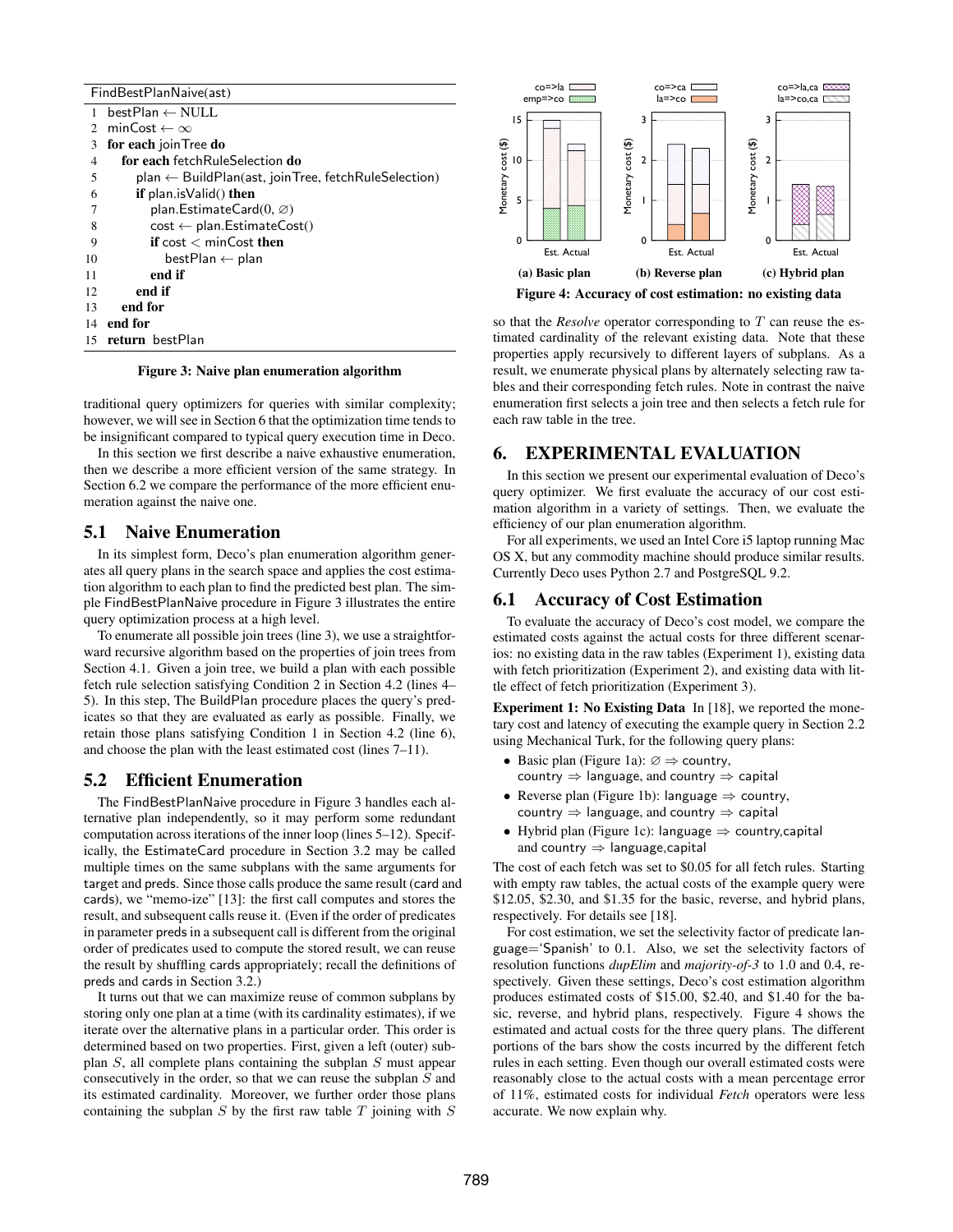```
FindBestPlanNaive(ast)
1  bestPlan ← NULL
2  minCost ← ∞
3  for each joinTree do
4    for each fetchRuleSelection do
5      plan ← BuildPlan(ast, joinTree, fetchRuleSelection)
6      if plan.isValid() then
7        plan.EstimateCard(0, ∅)
8        cost ← plan.EstimateCost()
9        if cost < minCost then
10         bestPlan ← plan
11       end if
12     end if
13   end for
14 end for
15 return bestPlan
```

**Figure 3: Naive plan enumeration algorithm**

traditional query optimizers for queries with similar complexity; however, we will see in Section 6 that the optimization time tends to be insignificant compared to typical query execution time in Deco.

In this section we first describe a naive exhaustive enumeration, then we describe a more efficient version of the same strategy. In Section 6.2 we compare the performance of the more efficient enumeration against the naive one.

## 5.1 Naive Enumeration

In its simplest form, Deco's plan enumeration algorithm generates all query plans in the search space and applies the cost estimation algorithm to each plan to find the predicted best plan. The simple FindBestPlanNaive procedure in Figure 3 illustrates the entire query optimization process at a high level.

To enumerate all possible join trees (line 3), we use a straightforward recursive algorithm based on the properties of join trees from Section 4.1. Given a join tree, we build a plan with each possible fetch rule selection satisfying Condition 2 in Section 4.2 (lines 4–5). In this step, The BuildPlan procedure places the query's predicates so that they are evaluated as early as possible. Finally, we retain those plans satisfying Condition 1 in Section 4.2 (line 6), and choose the plan with the least estimated cost (lines 7–11).

## 5.2 Efficient Enumeration

The FindBestPlanNaive procedure in Figure 3 handles each alternative plan independently, so it may perform some redundant computation across iterations of the inner loop (lines 5–12). Specifically, the EstimateCard procedure in Section 3.2 may be called multiple times on the same subplans with the same arguments for target and preds. Since those calls produce the same result (card and cards), we "memo-ize" [13]: the first call computes and stores the result, and subsequent calls reuse it. (Even if the order of predicates in parameter preds in a subsequent call is different from the original order of predicates used to compute the stored result, we can reuse the result by shuffling cards appropriately; recall the definitions of preds and cards in Section 3.2.)

It turns out that we can maximize reuse of common subplans by storing only one plan at a time (with its cardinality estimates), if we iterate over the alternative plans in a particular order. This order is determined based on two properties. First, given a left (outer) subplan $S$, all complete plans containing the subplan $S$ must appear consecutively in the order, so that we can reuse the subplan $S$ and its estimated cardinality. Moreover, we further order those plans containing the subplan $S$ by the first raw table $T$ joining with $S$ so that the *Resolve* operator corresponding to $T$ can reuse the estimated cardinality of the relevant existing data. Note that these properties apply recursively to different layers of subplans. As a result, we enumerate physical plans by alternately selecting raw tables and their corresponding fetch rules. Note in contrast the naive enumeration first selects a join tree and then selects a fetch rule for each raw table in the tree.

**(a) Basic plan** **(b) Reverse plan** **(c) Hybrid plan**

**Figure 4: Accuracy of cost estimation: no existing data**

# 6. EXPERIMENTAL EVALUATION

In this section we present our experimental evaluation of Deco's query optimizer. We first evaluate the accuracy of our cost estimation algorithm in a variety of settings. Then, we evaluate the efficiency of our plan enumeration algorithm.

For all experiments, we used an Intel Core i5 laptop running Mac OS X, but any commodity machine should produce similar results. Currently Deco uses Python 2.7 and PostgreSQL 9.2.

## 6.1 Accuracy of Cost Estimation

To evaluate the accuracy of Deco's cost model, we compare the estimated costs against the actual costs for three different scenarios: no existing data in the raw tables (Experiment 1), existing data with fetch prioritization (Experiment 2), and existing data with little effect of fetch prioritization (Experiment 3).

**Experiment 1: No Existing Data** In [18], we reported the monetary cost and latency of executing the example query in Section 2.2 using Mechanical Turk, for the following query plans:

- Basic plan (Figure 1a): ∅ ⇒ country, country ⇒ language, and country ⇒ capital
- Reverse plan (Figure 1b): language ⇒ country, country ⇒ language, and country ⇒ capital
- Hybrid plan (Figure 1c): language ⇒ country,capital and country ⇒ language,capital

The cost of each fetch was set to \$0.05 for all fetch rules. Starting with empty raw tables, the actual costs of the example query were \$12.05, \$2.30, and \$1.35 for the basic, reverse, and hybrid plans, respectively. For details see [18].

For cost estimation, we set the selectivity factor of predicate language='Spanish' to 0.1. Also, we set the selectivity factors of resolution functions *dupElim* and *majority-of-3* to 1.0 and 0.4, respectively. Given these settings, Deco's cost estimation algorithm produces estimated costs of \$15.00, \$2.40, and \$1.40 for the basic, reverse, and hybrid plans, respectively. Figure 4 shows the estimated and actual costs for the three query plans. The different portions of the bars show the costs incurred by the different fetch rules in each setting. Even though our overall estimated costs were reasonably close to the actual costs with a mean percentage error of 11%, estimated costs for individual *Fetch* operators were less accurate. We now explain why.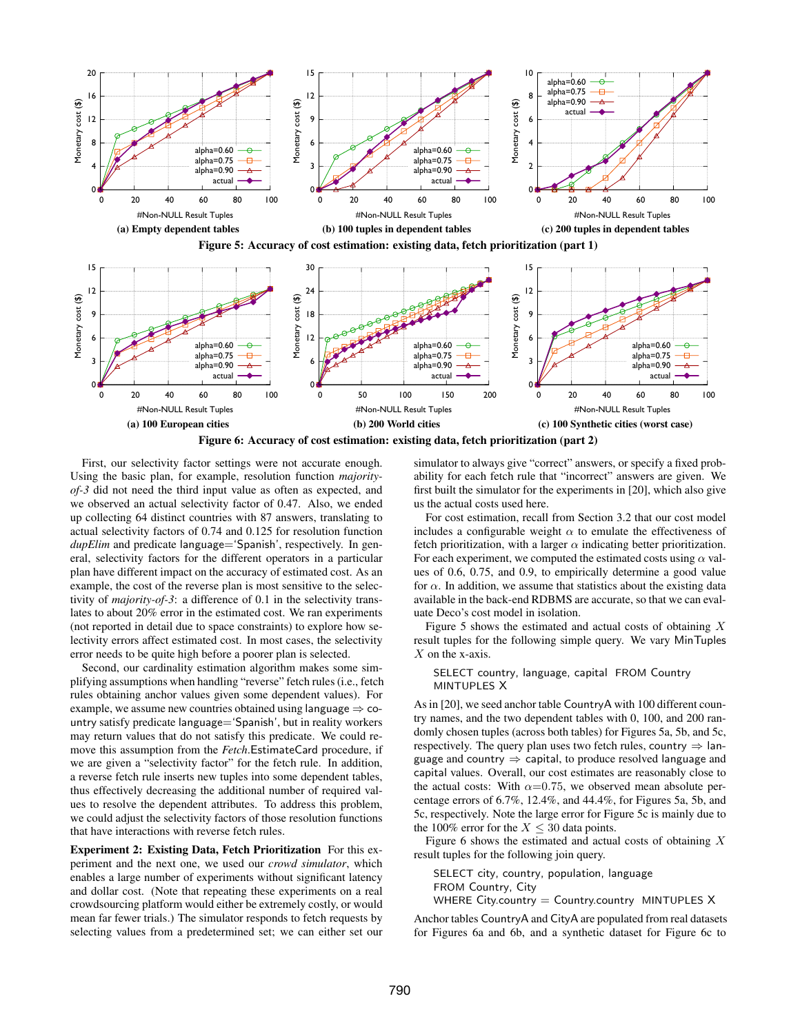(a) Empty dependent tables

(b) 100 tuples in dependent tables

(c) 200 tuples in dependent tables

**Figure 5: Accuracy of cost estimation: existing data, fetch prioritization (part 1)**

(a) 100 European cities

(b) 200 World cities

(c) 100 Synthetic cities (worst case)

**Figure 6: Accuracy of cost estimation: existing data, fetch prioritization (part 2)**

First, our selectivity factor settings were not accurate enough. Using the basic plan, for example, resolution function *majority-of-3* did not need the third input value as often as expected, and we observed an actual selectivity factor of 0.47. Also, we ended up collecting 64 distinct countries with 87 answers, translating to actual selectivity factors of 0.74 and 0.125 for resolution function *dupElim* and predicate language='Spanish', respectively. In general, selectivity factors for the different operators in a particular plan have different impact on the accuracy of estimated cost. As an example, the cost of the reverse plan is most sensitive to the selectivity of *majority-of-3*: a difference of 0.1 in the selectivity translates to about 20% error in the estimated cost. We ran experiments (not reported in detail due to space constraints) to explore how selectivity errors affect estimated cost. In most cases, the selectivity error needs to be quite high before a poorer plan is selected.

Second, our cardinality estimation algorithm makes some simplifying assumptions when handling "reverse" fetch rules (i.e., fetch rules obtaining anchor values given some dependent values). For example, we assume new countries obtained using language ⇒ country satisfy predicate language='Spanish', but in reality workers may return values that do not satisfy this predicate. We could remove this assumption from the *Fetch*.EstimateCard procedure, if we are given a "selectivity factor" for the fetch rule. In addition, a reverse fetch rule inserts new tuples into some dependent tables, thus effectively decreasing the additional number of required values to resolve the dependent attributes. To address this problem, we could adjust the selectivity factors of those resolution functions that have interactions with reverse fetch rules.

**Experiment 2: Existing Data, Fetch Prioritization** For this experiment and the next one, we used our *crowd simulator*, which enables a large number of experiments without significant latency and dollar cost. (Note that repeating these experiments on a real crowdsourcing platform would either be extremely costly, or would mean far fewer trials.) The simulator responds to fetch requests by selecting values from a predetermined set; we can either set our simulator to always give "correct" answers, or specify a fixed probability for each fetch rule that "incorrect" answers are given. We first built the simulator for the experiments in [20], which also give us the actual costs used here.

For cost estimation, recall from Section 3.2 that our cost model includes a configurable weight $\alpha$ to emulate the effectiveness of fetch prioritization, with a larger $\alpha$ indicating better prioritization. For each experiment, we computed the estimated costs using $\alpha$ values of 0.6, 0.75, and 0.9, to empirically determine a good value for $\alpha$. In addition, we assume that statistics about the existing data available in the back-end RDBMS are accurate, so that we can evaluate Deco's cost model in isolation.

Figure 5 shows the estimated and actual costs of obtaining $X$ result tuples for the following simple query. We vary MinTuples $X$ on the x-axis.

```
SELECT country, language, capital  FROM Country
MINTUPLES X
```

As in [20], we seed anchor table CountryA with 100 different country names, and the two dependent tables with 0, 100, and 200 randomly chosen tuples (across both tables) for Figures 5a, 5b, and 5c, respectively. The query plan uses two fetch rules, country ⇒ language and country ⇒ capital, to produce resolved language and capital values. Overall, our cost estimates are reasonably close to the actual costs: With $\alpha$=0.75, we observed mean absolute percentage errors of 6.7%, 12.4%, and 44.4%, for Figures 5a, 5b, and 5c, respectively. Note the large error for Figure 5c is mainly due to the 100% error for the $X \leq 30$ data points.

Figure 6 shows the estimated and actual costs of obtaining $X$ result tuples for the following join query.

```
SELECT city, country, population, language
FROM Country, City
WHERE City.country = Country.country  MINTUPLES X
```

Anchor tables CountryA and CityA are populated from real datasets for Figures 6a and 6b, and a synthetic dataset for Figure 6c to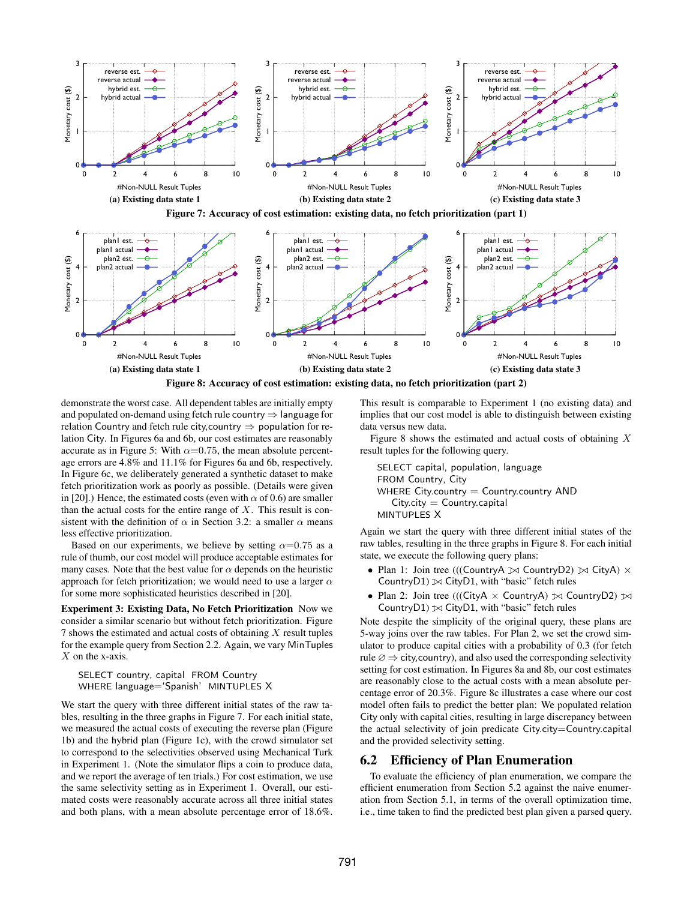(a) Existing data state 1

(b) Existing data state 2

(c) Existing data state 3

**Figure 7: Accuracy of cost estimation: existing data, no fetch prioritization (part 1)**

(a) Existing data state 1

(b) Existing data state 2

(c) Existing data state 3

**Figure 8: Accuracy of cost estimation: existing data, no fetch prioritization (part 2)**

demonstrate the worst case. All dependent tables are initially empty and populated on-demand using fetch rule country ⇒ language for relation Country and fetch rule city,country ⇒ population for relation City. In Figures 6a and 6b, our cost estimates are reasonably accurate as in Figure 5: With $\alpha$=0.75, the mean absolute percentage errors are 4.8% and 11.1% for Figures 6a and 6b, respectively. In Figure 6c, we deliberately generated a synthetic dataset to make fetch prioritization work as poorly as possible. (Details were given in [20].) Hence, the estimated costs (even with $\alpha$ of 0.6) are smaller than the actual costs for the entire range of $X$. This result is consistent with the definition of $\alpha$ in Section 3.2: a smaller $\alpha$ means less effective prioritization.

Based on our experiments, we believe by setting $\alpha$=0.75 as a rule of thumb, our cost model will produce acceptable estimates for many cases. Note that the best value for $\alpha$ depends on the heuristic approach for fetch prioritization; we would need to use a larger $\alpha$ for some more sophisticated heuristics described in [20].

**Experiment 3: Existing Data, No Fetch Prioritization** Now we consider a similar scenario but without fetch prioritization. Figure 7 shows the estimated and actual costs of obtaining $X$ result tuples for the example query from Section 2.2. Again, we vary MinTuples $X$ on the x-axis.

```
SELECT country, capital  FROM Country
WHERE language='Spanish'  MINTUPLES X
```

We start the query with three different initial states of the raw tables, resulting in the three graphs in Figure 7. For each initial state, we measured the actual costs of executing the reverse plan (Figure 1b) and the hybrid plan (Figure 1c), with the crowd simulator set to correspond to the selectivities observed using Mechanical Turk in Experiment 1. (Note the simulator flips a coin to produce data, and we report the average of ten trials.) For cost estimation, we use the same selectivity setting as in Experiment 1. Overall, our estimated costs were reasonably accurate across all three initial states and both plans, with a mean absolute percentage error of 18.6%. This result is comparable to Experiment 1 (no existing data) and implies that our cost model is able to distinguish between existing data versus new data.

Figure 8 shows the estimated and actual costs of obtaining $X$ result tuples for the following query.

```
SELECT capital, population, language
FROM Country, City
WHERE City.country = Country.country AND
    City.city = Country.capital
MINTUPLES X
```

Again we start the query with three different initial states of the raw tables, resulting in the three graphs in Figure 8. For each initial state, we execute the following query plans:

- Plan 1: Join tree (((CountryA ⟕ CountryD2) ⋈ CityA) × CountryD1) ⟕ CityD1, with "basic" fetch rules
- Plan 2: Join tree (((CityA × CountryA) ⟕ CountryD2) ⟕ CountryD1) ⟕ CityD1, with "basic" fetch rules

Note despite the simplicity of the original query, these plans are 5-way joins over the raw tables. For Plan 2, we set the crowd simulator to produce capital cities with a probability of 0.3 (for fetch rule ∅ ⇒ city,country), and also used the corresponding selectivity setting for cost estimation. In Figures 8a and 8b, our cost estimates are reasonably close to the actual costs with a mean absolute percentage error of 20.3%. Figure 8c illustrates a case where our cost model often fails to predict the better plan: We populated relation City only with capital cities, resulting in large discrepancy between the actual selectivity of join predicate City.city=Country.capital and the provided selectivity setting.

## 6.2 Efficiency of Plan Enumeration

To evaluate the efficiency of plan enumeration, we compare the efficient enumeration from Section 5.2 against the naive enumeration from Section 5.1, in terms of the overall optimization time, i.e., time taken to find the predicted best plan given a parsed query.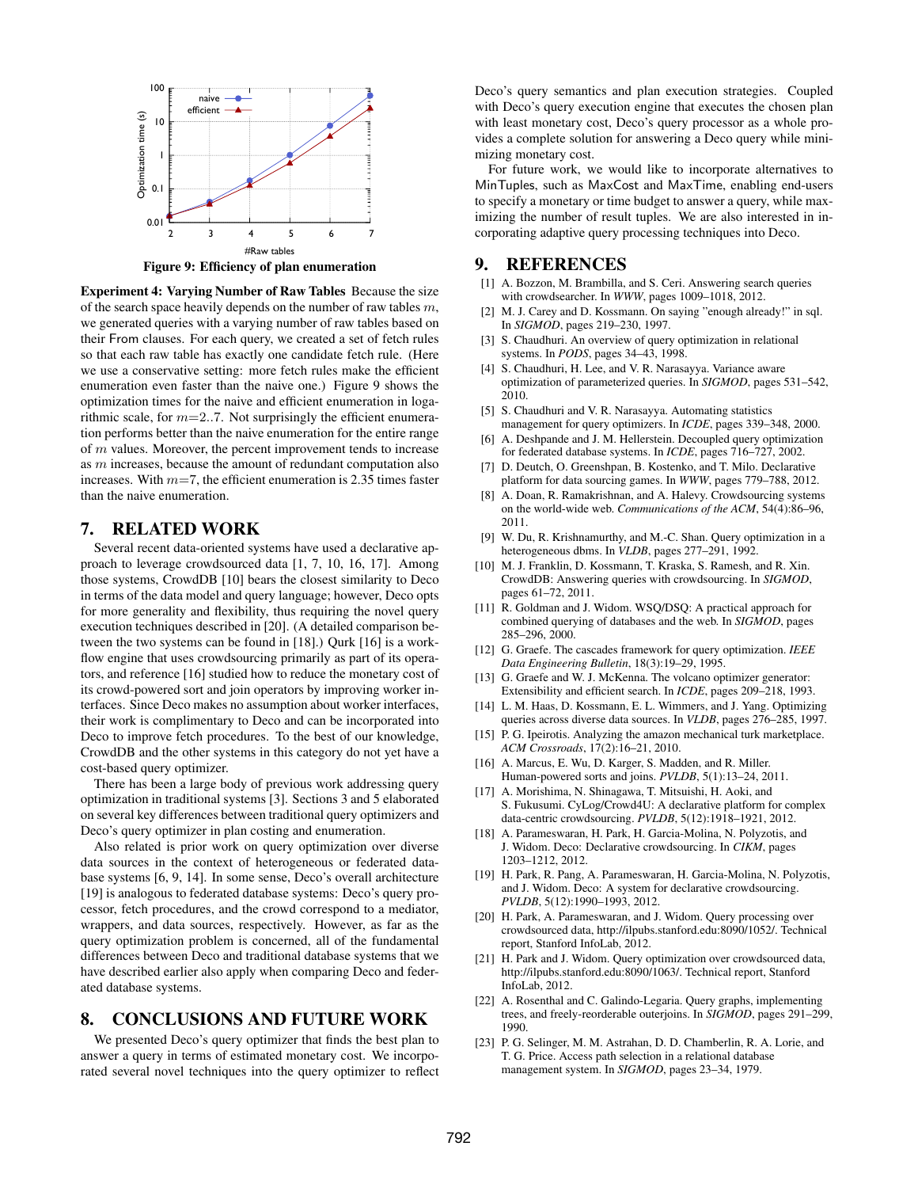100

10

1

0.1

0.01

Optimization time (s)

naive

efficient

2 3 4 5 6 7

#Raw tables

**Figure 9: Efficiency of plan enumeration**

**Experiment 4: Varying Number of Raw Tables** Because the size of the search space heavily depends on the number of raw tables $m$, we generated queries with a varying number of raw tables based on their From clauses. For each query, we created a set of fetch rules so that each raw table has exactly one candidate fetch rule. (Here we use a conservative setting: more fetch rules make the efficient enumeration even faster than the naive one.) Figure 9 shows the optimization times for the naive and efficient enumeration in logarithmic scale, for $m$=2..7. Not surprisingly the efficient enumeration performs better than the naive enumeration for the entire range of $m$ values. Moreover, the percent improvement tends to increase as $m$ increases, because the amount of redundant computation also increases. With $m$=7, the efficient enumeration is 2.35 times faster than the naive enumeration.

## 7. RELATED WORK

Several recent data-oriented systems have used a declarative approach to leverage crowdsourced data [1, 7, 10, 16, 17]. Among those systems, CrowdDB [10] bears the closest similarity to Deco in terms of the data model and query language; however, Deco opts for more generality and flexibility, thus requiring the novel query execution techniques described in [20]. (A detailed comparison between the two systems can be found in [18].) Qurk [16] is a workflow engine that uses crowdsourcing primarily as part of its operators, and reference [16] studied how to reduce the monetary cost of its crowd-powered sort and join operators by improving worker interfaces. Since Deco makes no assumption about worker interfaces, their work is complimentary to Deco and can be incorporated into Deco to improve fetch procedures. To the best of our knowledge, CrowdDB and the other systems in this category do not yet have a cost-based query optimizer.

There has been a large body of previous work addressing query optimization in traditional systems [3]. Sections 3 and 5 elaborated on several key differences between traditional query optimizers and Deco's query optimizer in plan costing and enumeration.

Also related is prior work on query optimization over diverse data sources in the context of heterogeneous or federated database systems [6, 9, 14]. In some sense, Deco's overall architecture [19] is analogous to federated database systems: Deco's query processor, fetch procedures, and the crowd correspond to a mediator, wrappers, and data sources, respectively. However, as far as the query optimization problem is concerned, all of the fundamental differences between Deco and traditional database systems that we have described earlier also apply when comparing Deco and federated database systems.

## 8. CONCLUSIONS AND FUTURE WORK

We presented Deco's query optimizer that finds the best plan to answer a query in terms of estimated monetary cost. We incorporated several novel techniques into the query optimizer to reflect Deco's query semantics and plan execution strategies. Coupled with Deco's query execution engine that executes the chosen plan with least monetary cost, Deco's query processor as a whole provides a complete solution for answering a Deco query while minimizing monetary cost.

For future work, we would like to incorporate alternatives to MinTuples, such as MaxCost and MaxTime, enabling end-users to specify a monetary or time budget to answer a query, while maximizing the number of result tuples. We are also interested in incorporating adaptive query processing techniques into Deco.

## 9. REFERENCES

[1] A. Bozzon, M. Brambilla, and S. Ceri. Answering search queries with crowdsearcher. In *WWW*, pages 1009–1018, 2012.

[2] M. J. Carey and D. Kossmann. On saying "enough already!" in sql. In *SIGMOD*, pages 219–230, 1997.

[3] S. Chaudhuri. An overview of query optimization in relational systems. In *PODS*, pages 34–43, 1998.

[4] S. Chaudhuri, H. Lee, and V. R. Narasayya. Variance aware optimization of parameterized queries. In *SIGMOD*, pages 531–542, 2010.

[5] S. Chaudhuri and V. R. Narasayya. Automating statistics management for query optimizers. In *ICDE*, pages 339–348, 2000.

[6] A. Deshpande and J. M. Hellerstein. Decoupled query optimization for federated database systems. In *ICDE*, pages 716–727, 2002.

[7] D. Deutch, O. Greenshpan, B. Kostenko, and T. Milo. Declarative platform for data sourcing games. In *WWW*, pages 779–788, 2012.

[8] A. Doan, R. Ramakrishnan, and A. Halevy. Crowdsourcing systems on the world-wide web. *Communications of the ACM*, 54(4):86–96, 2011.

[9] W. Du, R. Krishnamurthy, and M.-C. Shan. Query optimization in a heterogeneous dbms. In *VLDB*, pages 277–291, 1992.

[10] M. J. Franklin, D. Kossmann, T. Kraska, S. Ramesh, and R. Xin. CrowdDB: Answering queries with crowdsourcing. In *SIGMOD*, pages 61–72, 2011.

[11] R. Goldman and J. Widom. WSQ/DSQ: A practical approach for combined querying of databases and the web. In *SIGMOD*, pages 285–296, 2000.

[12] G. Graefe. The cascades framework for query optimization. *IEEE Data Engineering Bulletin*, 18(3):19–29, 1995.

[13] G. Graefe and W. J. McKenna. The volcano optimizer generator: Extensibility and efficient search. In *ICDE*, pages 209–218, 1993.

[14] L. M. Haas, D. Kossmann, E. L. Wimmers, and J. Yang. Optimizing queries across diverse data sources. In *VLDB*, pages 276–285, 1997.

[15] P. G. Ipeirotis. Analyzing the amazon mechanical turk marketplace. *ACM Crossroads*, 17(2):16–21, 2010.

[16] A. Marcus, E. Wu, D. Karger, S. Madden, and R. Miller. Human-powered sorts and joins. *PVLDB*, 5(1):13–24, 2011.

[17] A. Morishima, N. Shinagawa, T. Mitsuishi, H. Aoki, and S. Fukusumi. CyLog/Crowd4U: A declarative platform for complex data-centric crowdsourcing. *PVLDB*, 5(12):1918–1921, 2012.

[18] A. Parameswaran, H. Park, H. Garcia-Molina, N. Polyzotis, and J. Widom. Deco: Declarative crowdsourcing. In *CIKM*, pages 1203–1212, 2012.

[19] H. Park, R. Pang, A. Parameswaran, H. Garcia-Molina, N. Polyzotis, and J. Widom. Deco: A system for declarative crowdsourcing. *PVLDB*, 5(12):1990–1993, 2012.

[20] H. Park, A. Parameswaran, and J. Widom. Query processing over crowdsourced data, http://ilpubs.stanford.edu:8090/1052/. Technical report, Stanford InfoLab, 2012.

[21] H. Park and J. Widom. Query optimization over crowdsourced data, http://ilpubs.stanford.edu:8090/1063/. Technical report, Stanford InfoLab, 2012.

[22] A. Rosenthal and C. Galindo-Legaria. Query graphs, implementing trees, and freely-reorderable outerjoins. In *SIGMOD*, pages 291–299, 1990.

[23] P. G. Selinger, M. M. Astrahan, D. D. Chamberlin, R. A. Lorie, and T. G. Price. Access path selection in a relational database management system. In *SIGMOD*, pages 23–34, 1979.